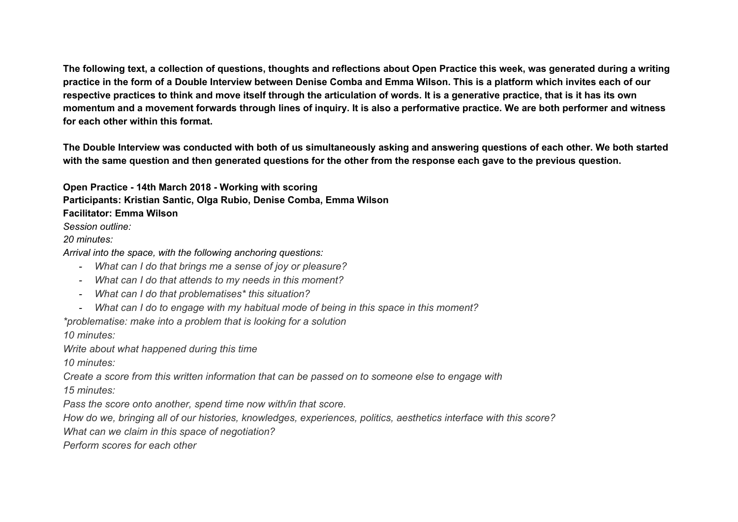**The following text, a collection of questions, thoughts and reflections about Open Practice this week, was generated during a writing practice in the form of a Double Interview between Denise Comba and Emma Wilson. This is a platform which invites each of our respective practices to think and move itself through the articulation of words. It is a generative practice, that is it has its own momentum and a movement forwards through lines of inquiry. It is also a performative practice. We are both performer and witness for each other within this format.**

**The Double Interview was conducted with both of us simultaneously asking and answering questions of each other. We both started with the same question and then generated questions for the other from the response each gave to the previous question.**

**Open Practice - 14th March 2018 - Working with scoring**
**Participants: Kristian Santic, Olga Rubio, Denise Comba, Emma Wilson**
**Facilitator: Emma Wilson**

*Session outline:*

*20 minutes:*

*Arrival into the space, with the following anchoring questions:*

- *What can I do that brings me a sense of joy or pleasure?*
- *What can I do that attends to my needs in this moment?*
- *What can I do that problematises* this situation?*
- *What can I do to engage with my habitual mode of being in this space in this moment?*

**problematise: make into a problem that is looking for a solution*

*10 minutes:*

*Write about what happened during this time*

*10 minutes:*

*Create a score from this written information that can be passed on to someone else to engage with*

*15 minutes:*

*Pass the score onto another, spend time now with/in that score.*

*How do we, bringing all of our histories, knowledges, experiences, politics, aesthetics interface with this score?*

*What can we claim in this space of negotiation?*

*Perform scores for each other*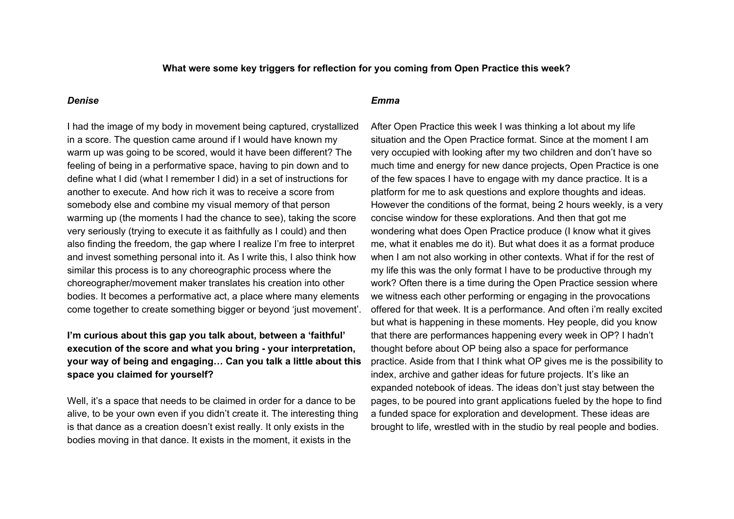**What were some key triggers for reflection for you coming from Open Practice this week?**

***Denise***

I had the image of my body in movement being captured, crystallized in a score. The question came around if I would have known my warm up was going to be scored, would it have been different? The feeling of being in a performative space, having to pin down and to define what I did (what I remember I did) in a set of instructions for another to execute. And how rich it was to receive a score from somebody else and combine my visual memory of that person warming up (the moments I had the chance to see), taking the score very seriously (trying to execute it as faithfully as I could) and then also finding the freedom, the gap where I realize I'm free to interpret and invest something personal into it. As I write this, I also think how similar this process is to any choreographic process where the choreographer/movement maker translates his creation into other bodies. It becomes a performative act, a place where many elements come together to create something bigger or beyond 'just movement'.

**I'm curious about this gap you talk about, between a 'faithful' execution of the score and what you bring - your interpretation, your way of being and engaging… Can you talk a little about this space you claimed for yourself?**

Well, it's a space that needs to be claimed in order for a dance to be alive, to be your own even if you didn't create it. The interesting thing is that dance as a creation doesn't exist really. It only exists in the bodies moving in that dance. It exists in the moment, it exists in the

***Emma***

After Open Practice this week I was thinking a lot about my life situation and the Open Practice format. Since at the moment I am very occupied with looking after my two children and don't have so much time and energy for new dance projects, Open Practice is one of the few spaces I have to engage with my dance practice. It is a platform for me to ask questions and explore thoughts and ideas. However the conditions of the format, being 2 hours weekly, is a very concise window for these explorations. And then that got me wondering what does Open Practice produce (I know what it gives me, what it enables me do it). But what does it as a format produce when I am not also working in other contexts. What if for the rest of my life this was the only format I have to be productive through my work? Often there is a time during the Open Practice session where we witness each other performing or engaging in the provocations offered for that week. It is a performance. And often i'm really excited but what is happening in these moments. Hey people, did you know that there are performances happening every week in OP? I hadn't thought before about OP being also a space for performance practice. Aside from that I think what OP gives me is the possibility to index, archive and gather ideas for future projects. It's like an expanded notebook of ideas. The ideas don't just stay between the pages, to be poured into grant applications fueled by the hope to find a funded space for exploration and development. These ideas are brought to life, wrestled with in the studio by real people and bodies.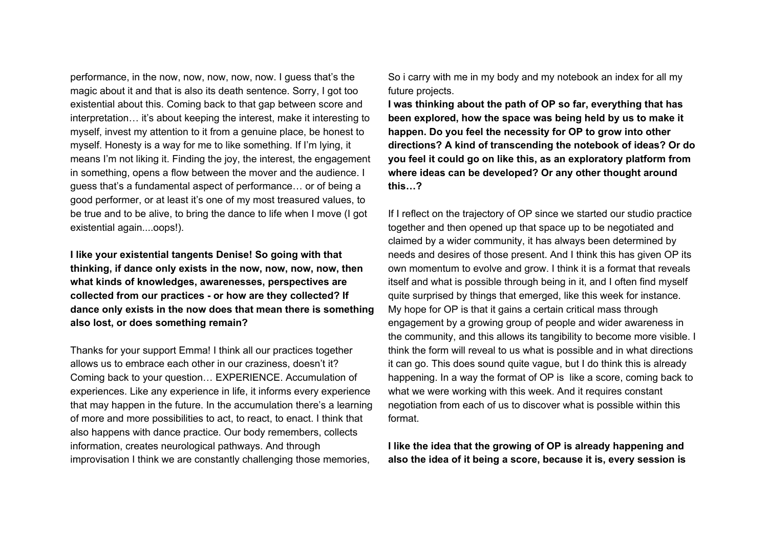performance, in the now, now, now, now, now. I guess that's the magic about it and that is also its death sentence. Sorry, I got too existential about this. Coming back to that gap between score and interpretation… it's about keeping the interest, make it interesting to myself, invest my attention to it from a genuine place, be honest to myself. Honesty is a way for me to like something. If I'm lying, it means I'm not liking it. Finding the joy, the interest, the engagement in something, opens a flow between the mover and the audience. I guess that's a fundamental aspect of performance… or of being a good performer, or at least it's one of my most treasured values, to be true and to be alive, to bring the dance to life when I move (I got existential again....oops!).

**I like your existential tangents Denise! So going with that thinking, if dance only exists in the now, now, now, now, then what kinds of knowledges, awarenesses, perspectives are collected from our practices - or how are they collected? If dance only exists in the now does that mean there is something also lost, or does something remain?**

Thanks for your support Emma! I think all our practices together allows us to embrace each other in our craziness, doesn't it? Coming back to your question… EXPERIENCE. Accumulation of experiences. Like any experience in life, it informs every experience that may happen in the future. In the accumulation there's a learning of more and more possibilities to act, to react, to enact. I think that also happens with dance practice. Our body remembers, collects information, creates neurological pathways. And through improvisation I think we are constantly challenging those memories, So i carry with me in my body and my notebook an index for all my future projects.

**I was thinking about the path of OP so far, everything that has been explored, how the space was being held by us to make it happen. Do you feel the necessity for OP to grow into other directions? A kind of transcending the notebook of ideas? Or do you feel it could go on like this, as an exploratory platform from where ideas can be developed? Or any other thought around this…?**

If I reflect on the trajectory of OP since we started our studio practice together and then opened up that space up to be negotiated and claimed by a wider community, it has always been determined by needs and desires of those present. And I think this has given OP its own momentum to evolve and grow. I think it is a format that reveals itself and what is possible through being in it, and I often find myself quite surprised by things that emerged, like this week for instance. My hope for OP is that it gains a certain critical mass through engagement by a growing group of people and wider awareness in the community, and this allows its tangibility to become more visible. I think the form will reveal to us what is possible and in what directions it can go. This does sound quite vague, but I do think this is already happening. In a way the format of OP is like a score, coming back to what we were working with this week. And it requires constant negotiation from each of us to discover what is possible within this format.

**I like the idea that the growing of OP is already happening and also the idea of it being a score, because it is, every session is**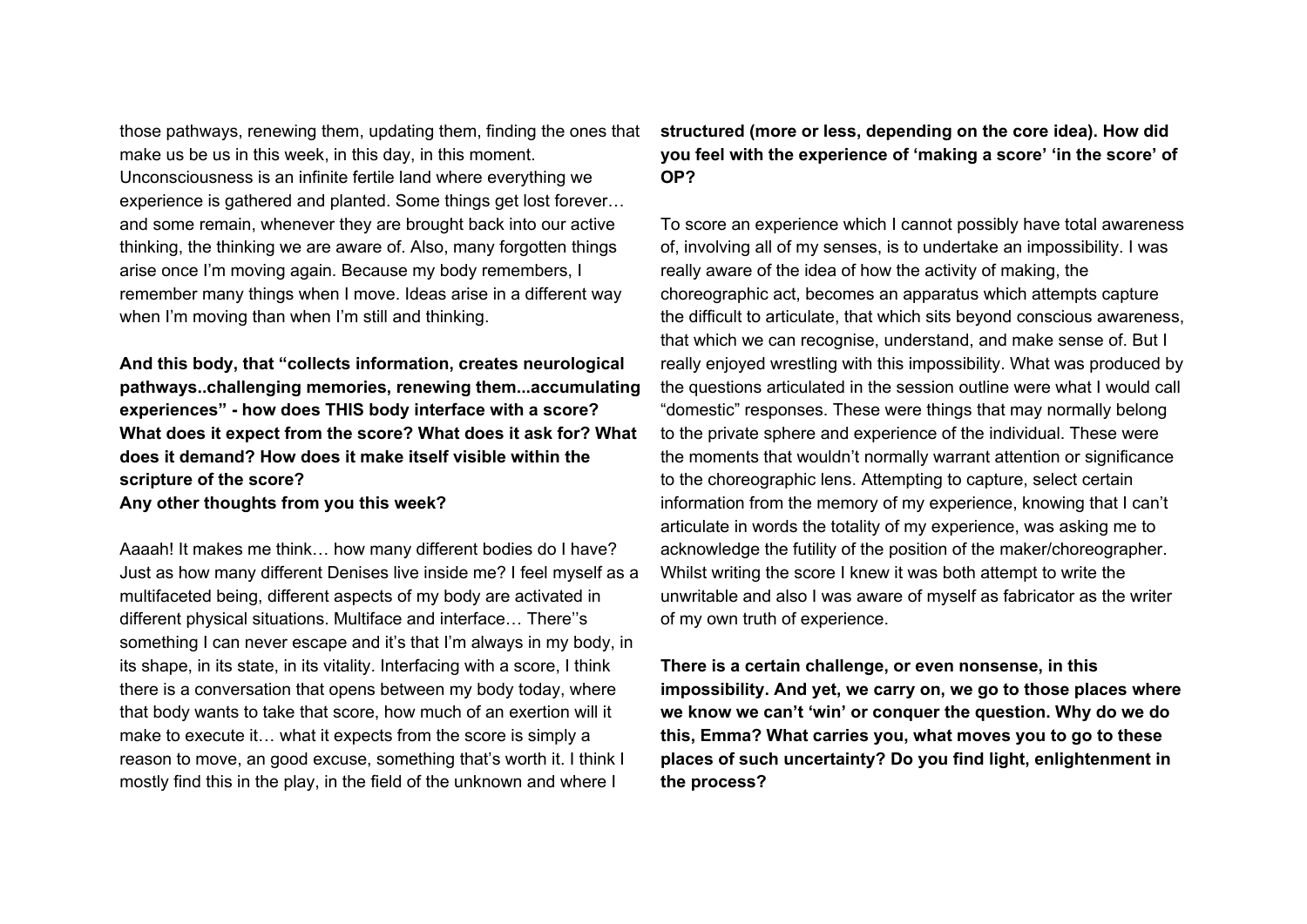those pathways, renewing them, updating them, finding the ones that make us be us in this week, in this day, in this moment. Unconsciousness is an infinite fertile land where everything we experience is gathered and planted. Some things get lost forever… and some remain, whenever they are brought back into our active thinking, the thinking we are aware of. Also, many forgotten things arise once I'm moving again. Because my body remembers, I remember many things when I move. Ideas arise in a different way when I'm moving than when I'm still and thinking.

**And this body, that "collects information, creates neurological pathways..challenging memories, renewing them...accumulating experiences" - how does THIS body interface with a score? What does it expect from the score? What does it ask for? What does it demand? How does it make itself visible within the scripture of the score?**
**Any other thoughts from you this week?**

Aaaah! It makes me think… how many different bodies do I have? Just as how many different Denises live inside me? I feel myself as a multifaceted being, different aspects of my body are activated in different physical situations. Multiface and interface… There''s something I can never escape and it's that I'm always in my body, in its shape, in its state, in its vitality. Interfacing with a score, I think there is a conversation that opens between my body today, where that body wants to take that score, how much of an exertion will it make to execute it… what it expects from the score is simply a reason to move, an good excuse, something that's worth it. I think I mostly find this in the play, in the field of the unknown and where I

**structured (more or less, depending on the core idea). How did you feel with the experience of 'making a score' 'in the score' of OP?**

To score an experience which I cannot possibly have total awareness of, involving all of my senses, is to undertake an impossibility. I was really aware of the idea of how the activity of making, the choreographic act, becomes an apparatus which attempts capture the difficult to articulate, that which sits beyond conscious awareness, that which we can recognise, understand, and make sense of. But I really enjoyed wrestling with this impossibility. What was produced by the questions articulated in the session outline were what I would call "domestic" responses. These were things that may normally belong to the private sphere and experience of the individual. These were the moments that wouldn't normally warrant attention or significance to the choreographic lens. Attempting to capture, select certain information from the memory of my experience, knowing that I can't articulate in words the totality of my experience, was asking me to acknowledge the futility of the position of the maker/choreographer. Whilst writing the score I knew it was both attempt to write the unwritable and also I was aware of myself as fabricator as the writer of my own truth of experience.

**There is a certain challenge, or even nonsense, in this impossibility. And yet, we carry on, we go to those places where we know we can't 'win' or conquer the question. Why do we do this, Emma? What carries you, what moves you to go to these places of such uncertainty? Do you find light, enlightenment in the process?**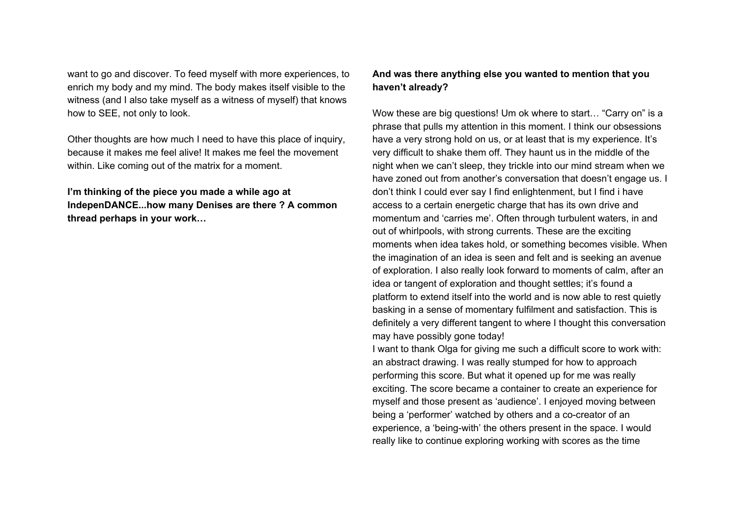want to go and discover. To feed myself with more experiences, to enrich my body and my mind. The body makes itself visible to the witness (and I also take myself as a witness of myself) that knows how to SEE, not only to look.

Other thoughts are how much I need to have this place of inquiry, because it makes me feel alive! It makes me feel the movement within. Like coming out of the matrix for a moment.

**I'm thinking of the piece you made a while ago at IndepenDANCE...how many Denises are there ? A common thread perhaps in your work…**

**And was there anything else you wanted to mention that you haven't already?**

Wow these are big questions! Um ok where to start… "Carry on" is a phrase that pulls my attention in this moment. I think our obsessions have a very strong hold on us, or at least that is my experience. It's very difficult to shake them off. They haunt us in the middle of the night when we can't sleep, they trickle into our mind stream when we have zoned out from another's conversation that doesn't engage us. I don't think I could ever say I find enlightenment, but I find i have access to a certain energetic charge that has its own drive and momentum and 'carries me'. Often through turbulent waters, in and out of whirlpools, with strong currents. These are the exciting moments when idea takes hold, or something becomes visible. When the imagination of an idea is seen and felt and is seeking an avenue of exploration. I also really look forward to moments of calm, after an idea or tangent of exploration and thought settles; it's found a platform to extend itself into the world and is now able to rest quietly basking in a sense of momentary fulfilment and satisfaction. This is definitely a very different tangent to where I thought this conversation may have possibly gone today!

I want to thank Olga for giving me such a difficult score to work with: an abstract drawing. I was really stumped for how to approach performing this score. But what it opened up for me was really exciting. The score became a container to create an experience for myself and those present as 'audience'. I enjoyed moving between being a 'performer' watched by others and a co-creator of an experience, a 'being-with' the others present in the space. I would really like to continue exploring working with scores as the time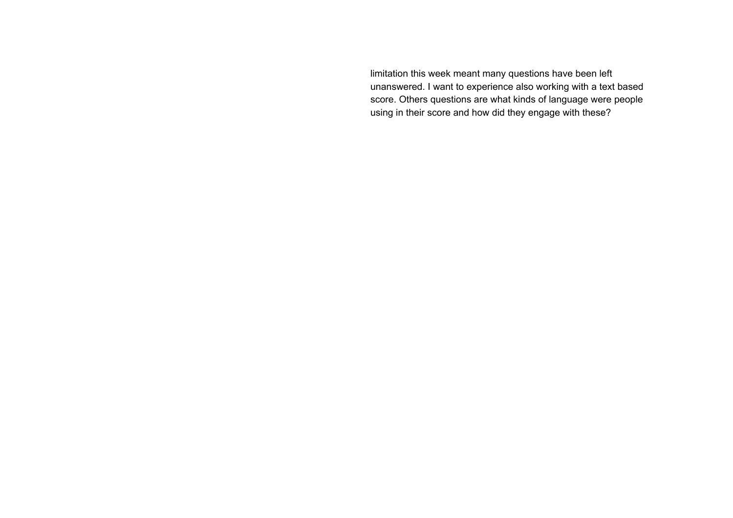limitation this week meant many questions have been left unanswered. I want to experience also working with a text based score. Others questions are what kinds of language were people using in their score and how did they engage with these?